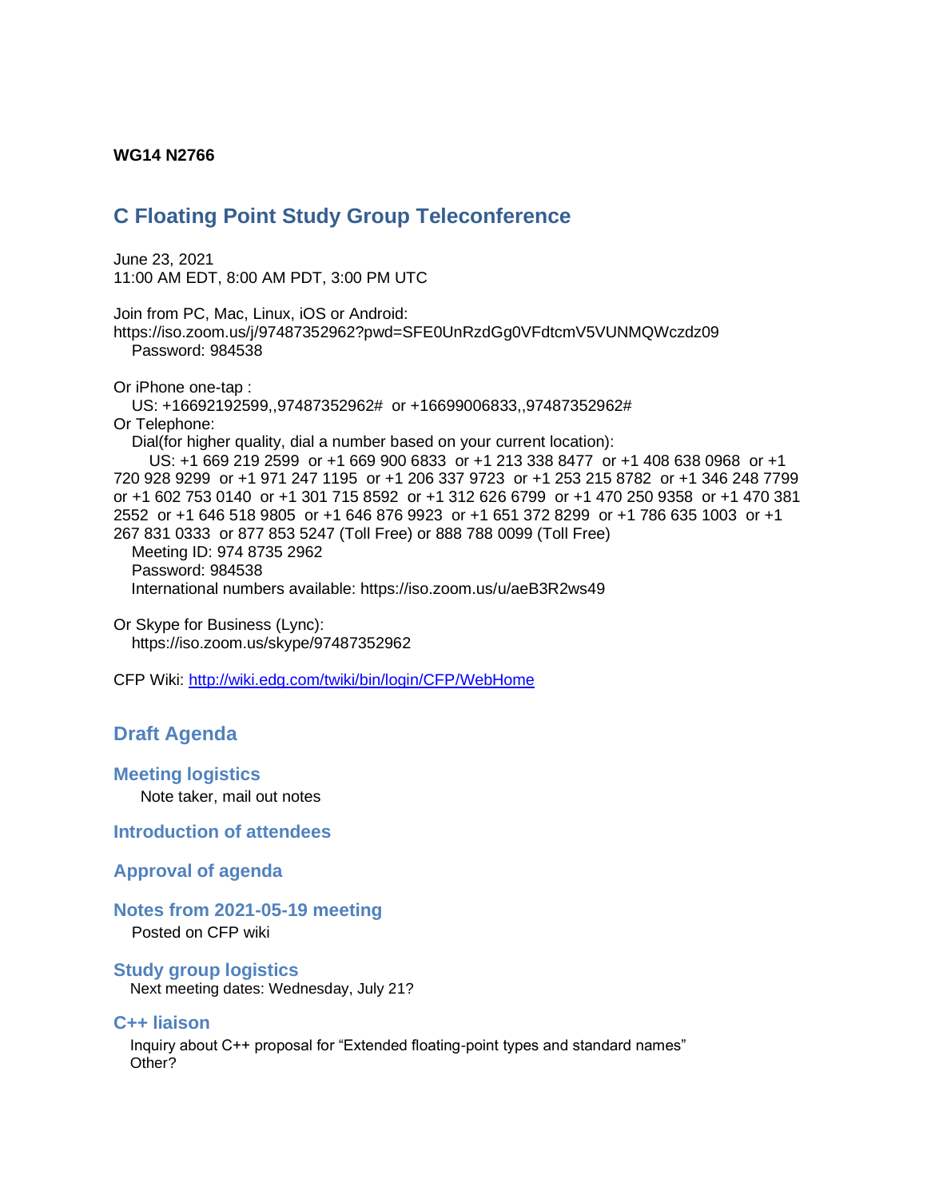**WG14 N2766**

# C Floating Point Study Group Teleconference

June 23, 2021
11:00 AM EDT, 8:00 AM PDT, 3:00 PM UTC

Join from PC, Mac, Linux, iOS or Android:
https://iso.zoom.us/j/97487352962?pwd=SFE0UnRzdGg0VFdtcmV5VUNMQWczdz09
Password: 984538

Or iPhone one-tap :
US: +16692192599,,97487352962# or +16699006833,,97487352962#
Or Telephone:
Dial(for higher quality, dial a number based on your current location):
US: +1 669 219 2599 or +1 669 900 6833 or +1 213 338 8477 or +1 408 638 0968 or +1 720 928 9299 or +1 971 247 1195 or +1 206 337 9723 or +1 253 215 8782 or +1 346 248 7799 or +1 602 753 0140 or +1 301 715 8592 or +1 312 626 6799 or +1 470 250 9358 or +1 470 381 2552 or +1 646 518 9805 or +1 646 876 9923 or +1 651 372 8299 or +1 786 635 1003 or +1 267 831 0333 or 877 853 5247 (Toll Free) or 888 788 0099 (Toll Free)
Meeting ID: 974 8735 2962
Password: 984538
International numbers available: https://iso.zoom.us/u/aeB3R2ws49

Or Skype for Business (Lync):
https://iso.zoom.us/skype/97487352962

CFP Wiki: http://wiki.edg.com/twiki/bin/login/CFP/WebHome

## Draft Agenda

### Meeting logistics

Note taker, mail out notes

### Introduction of attendees

### Approval of agenda

### Notes from 2021-05-19 meeting

Posted on CFP wiki

### Study group logistics

Next meeting dates: Wednesday, July 21?

### C++ liaison

Inquiry about C++ proposal for “Extended floating-point types and standard names”
Other?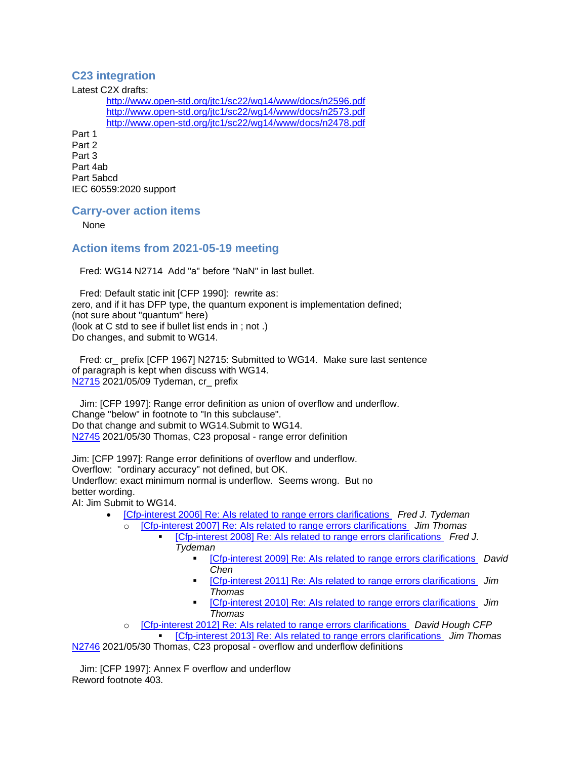## C23 integration

Latest C2X drafts:

- http://www.open-std.org/jtc1/sc22/wg14/www/docs/n2596.pdf
- http://www.open-std.org/jtc1/sc22/wg14/www/docs/n2573.pdf
- http://www.open-std.org/jtc1/sc22/wg14/www/docs/n2478.pdf

Part 1
Part 2
Part 3
Part 4ab
Part 5abcd
IEC 60559:2020 support

## Carry-over action items

None

## Action items from 2021-05-19 meeting

Fred: WG14 N2714 Add "a" before "NaN" in last bullet.

Fred: Default static init [CFP 1990]: rewrite as:
zero, and if it has DFP type, the quantum exponent is implementation defined;
(not sure about "quantum" here)
(look at C std to see if bullet list ends in ; not .)
Do changes, and submit to WG14.

Fred: cr_ prefix [CFP 1967] N2715: Submitted to WG14. Make sure last sentence of paragraph is kept when discuss with WG14.
N2715 2021/05/09 Tydeman, cr_ prefix

Jim: [CFP 1997]: Range error definition as union of overflow and underflow.
Change "below" in footnote to "In this subclause".
Do that change and submit to WG14.Submit to WG14.
N2745 2021/05/30 Thomas, C23 proposal - range error definition

Jim: [CFP 1997]: Range error definitions of overflow and underflow.
Overflow: "ordinary accuracy" not defined, but OK.
Underflow: exact minimum normal is underflow. Seems wrong. But no better wording.
AI: Jim Submit to WG14.

- [Cfp-interest 2006] Re: AIs related to range errors clarifications *Fred J. Tydeman*
  - [Cfp-interest 2007] Re: AIs related to range errors clarifications *Jim Thomas*
    - [Cfp-interest 2008] Re: AIs related to range errors clarifications *Fred J. Tydeman*
      - [Cfp-interest 2009] Re: AIs related to range errors clarifications *David Chen*
      - [Cfp-interest 2011] Re: AIs related to range errors clarifications *Jim Thomas*
      - [Cfp-interest 2010] Re: AIs related to range errors clarifications *Jim Thomas*
  - [Cfp-interest 2012] Re: AIs related to range errors clarifications *David Hough CFP*
    - [Cfp-interest 2013] Re: AIs related to range errors clarifications *Jim Thomas*

N2746 2021/05/30 Thomas, C23 proposal - overflow and underflow definitions

Jim: [CFP 1997]: Annex F overflow and underflow
Reword footnote 403.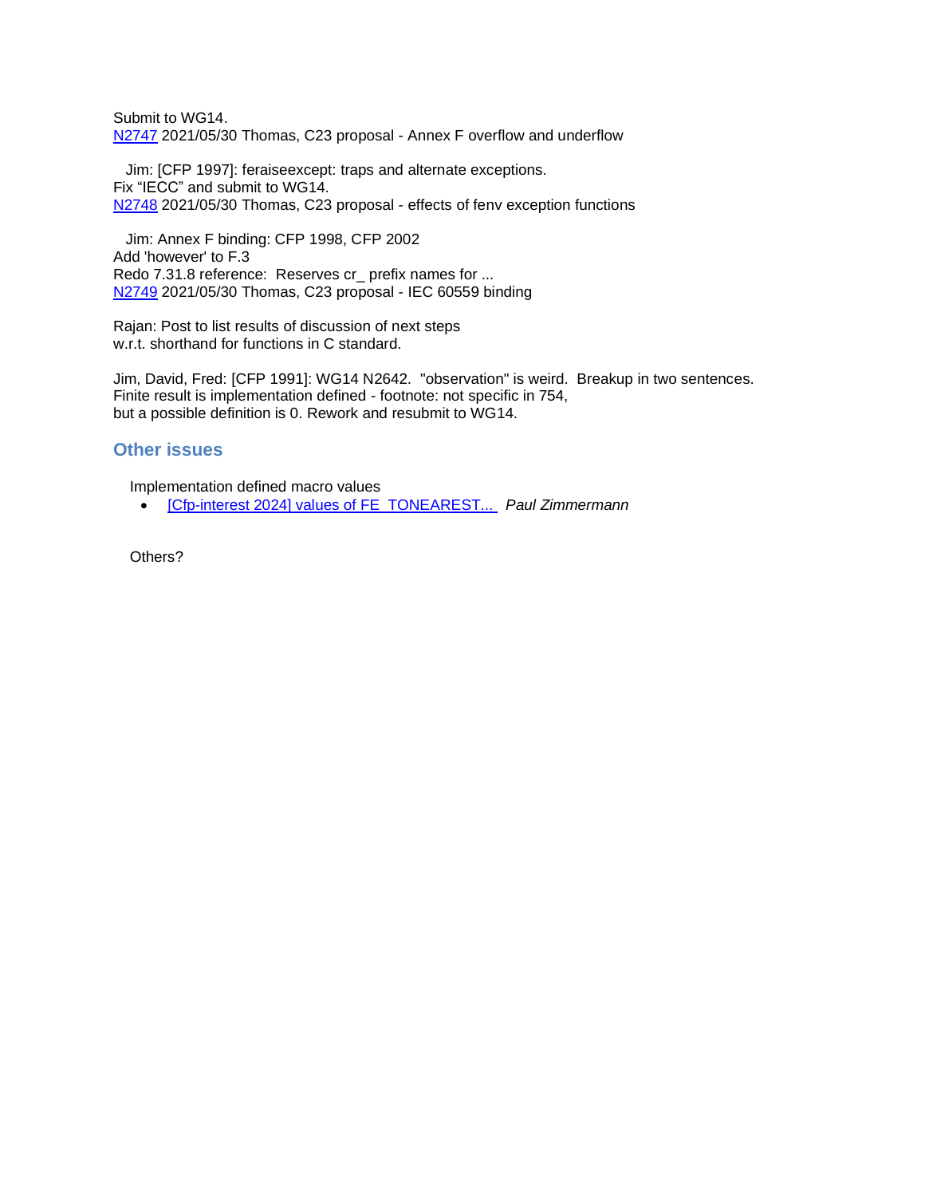Submit to WG14.
N2747 2021/05/30 Thomas, C23 proposal - Annex F overflow and underflow

Jim: [CFP 1997]: feraiseexcept: traps and alternate exceptions.
Fix “IECC” and submit to WG14.
N2748 2021/05/30 Thomas, C23 proposal - effects of fenv exception functions

Jim: Annex F binding: CFP 1998, CFP 2002
Add 'however' to F.3
Redo 7.31.8 reference:  Reserves cr_ prefix names for ...
N2749 2021/05/30 Thomas, C23 proposal - IEC 60559 binding

Rajan: Post to list results of discussion of next steps
w.r.t. shorthand for functions in C standard.

Jim, David, Fred: [CFP 1991]: WG14 N2642.  "observation" is weird.  Breakup in two sentences.
Finite result is implementation defined - footnote: not specific in 754,
but a possible definition is 0. Rework and resubmit to WG14.

## Other issues

Implementation defined macro values

- [Cfp-interest 2024] values of FE_TONEAREST...  *Paul Zimmermann*

Others?